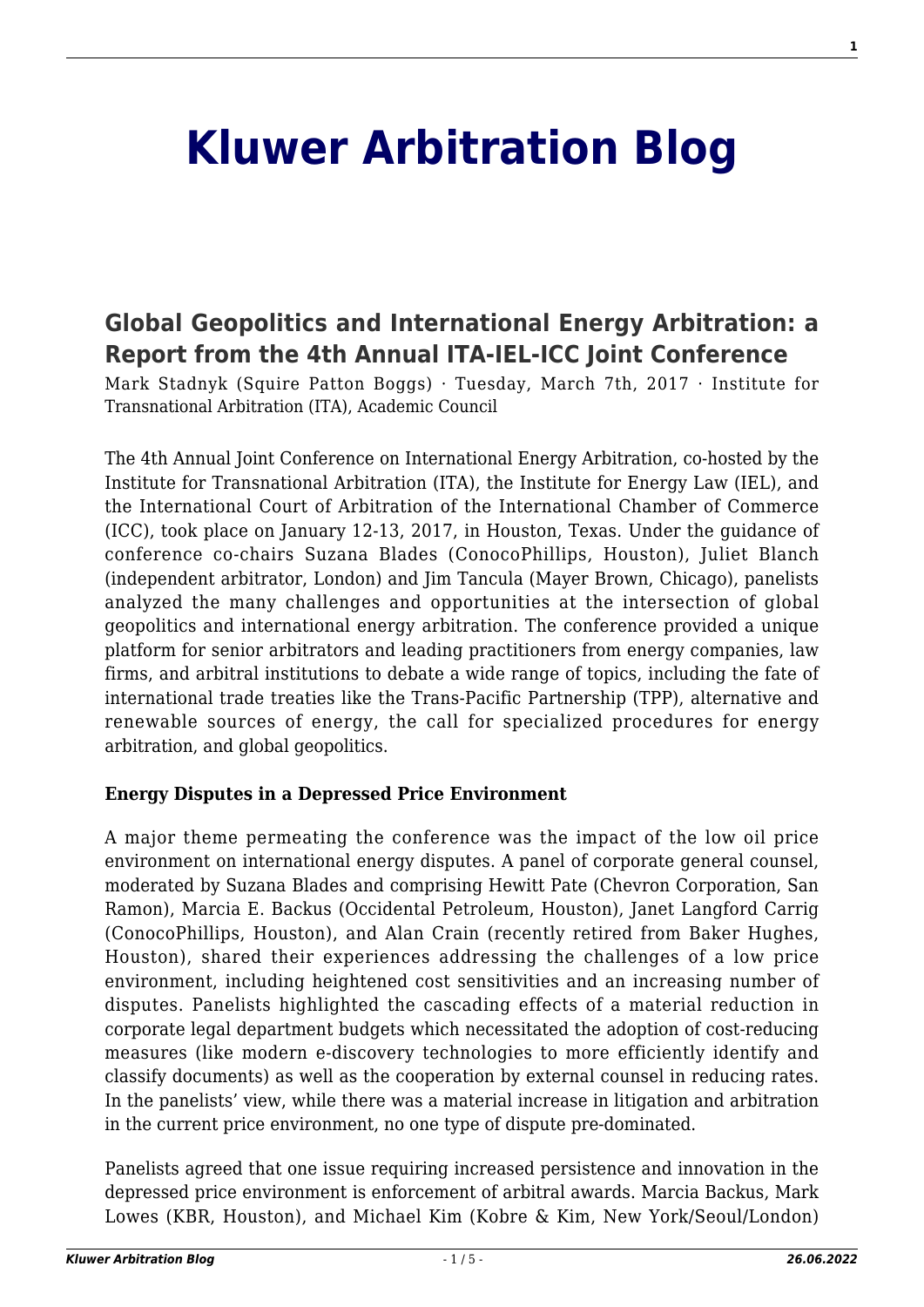# Kluwer Arbitration Blog

## Global Geopolitics and International Energy Arbitration: a Report from the 4th Annual ITA-IEL-ICC Joint Conference

Mark Stadnyk (Squire Patton Boggs) · Tuesday, March 7th, 2017 · Institute for Transnational Arbitration (ITA), Academic Council

The 4th Annual Joint Conference on International Energy Arbitration, co-hosted by the Institute for Transnational Arbitration (ITA), the Institute for Energy Law (IEL), and the International Court of Arbitration of the International Chamber of Commerce (ICC), took place on January 12-13, 2017, in Houston, Texas. Under the guidance of conference co-chairs Suzana Blades (ConocoPhillips, Houston), Juliet Blanch (independent arbitrator, London) and Jim Tancula (Mayer Brown, Chicago), panelists analyzed the many challenges and opportunities at the intersection of global geopolitics and international energy arbitration. The conference provided a unique platform for senior arbitrators and leading practitioners from energy companies, law firms, and arbitral institutions to debate a wide range of topics, including the fate of international trade treaties like the Trans-Pacific Partnership (TPP), alternative and renewable sources of energy, the call for specialized procedures for energy arbitration, and global geopolitics.

**Energy Disputes in a Depressed Price Environment**

A major theme permeating the conference was the impact of the low oil price environment on international energy disputes. A panel of corporate general counsel, moderated by Suzana Blades and comprising Hewitt Pate (Chevron Corporation, San Ramon), Marcia E. Backus (Occidental Petroleum, Houston), Janet Langford Carrig (ConocoPhillips, Houston), and Alan Crain (recently retired from Baker Hughes, Houston), shared their experiences addressing the challenges of a low price environment, including heightened cost sensitivities and an increasing number of disputes. Panelists highlighted the cascading effects of a material reduction in corporate legal department budgets which necessitated the adoption of cost-reducing measures (like modern e-discovery technologies to more efficiently identify and classify documents) as well as the cooperation by external counsel in reducing rates. In the panelists' view, while there was a material increase in litigation and arbitration in the current price environment, no one type of dispute pre-dominated.

Panelists agreed that one issue requiring increased persistence and innovation in the depressed price environment is enforcement of arbitral awards. Marcia Backus, Mark Lowes (KBR, Houston), and Michael Kim (Kobre & Kim, New York/Seoul/London)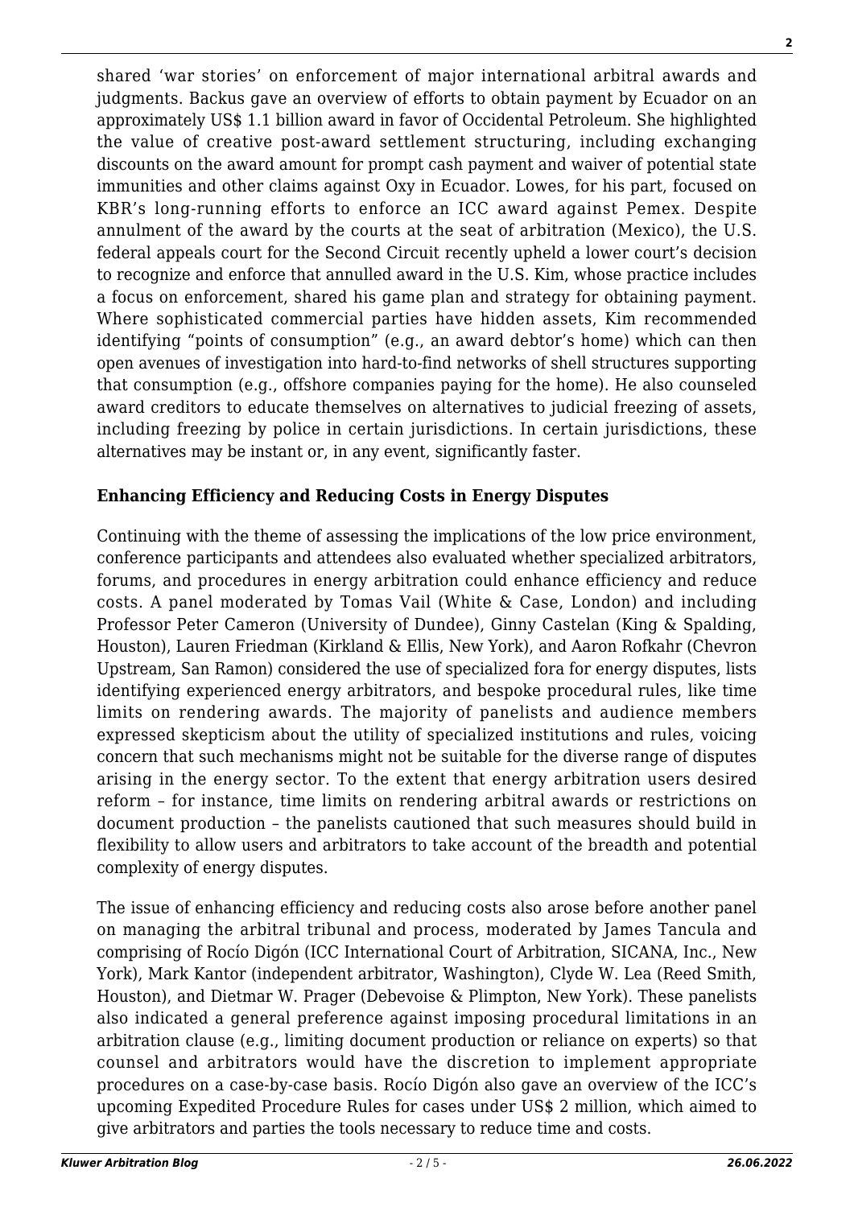shared 'war stories' on enforcement of major international arbitral awards and judgments. Backus gave an overview of efforts to obtain payment by Ecuador on an approximately US$ 1.1 billion award in favor of Occidental Petroleum. She highlighted the value of creative post-award settlement structuring, including exchanging discounts on the award amount for prompt cash payment and waiver of potential state immunities and other claims against Oxy in Ecuador. Lowes, for his part, focused on KBR's long-running efforts to enforce an ICC award against Pemex. Despite annulment of the award by the courts at the seat of arbitration (Mexico), the U.S. federal appeals court for the Second Circuit recently upheld a lower court's decision to recognize and enforce that annulled award in the U.S. Kim, whose practice includes a focus on enforcement, shared his game plan and strategy for obtaining payment. Where sophisticated commercial parties have hidden assets, Kim recommended identifying "points of consumption" (e.g., an award debtor's home) which can then open avenues of investigation into hard-to-find networks of shell structures supporting that consumption (e.g., offshore companies paying for the home). He also counseled award creditors to educate themselves on alternatives to judicial freezing of assets, including freezing by police in certain jurisdictions. In certain jurisdictions, these alternatives may be instant or, in any event, significantly faster.

**Enhancing Efficiency and Reducing Costs in Energy Disputes**

Continuing with the theme of assessing the implications of the low price environment, conference participants and attendees also evaluated whether specialized arbitrators, forums, and procedures in energy arbitration could enhance efficiency and reduce costs. A panel moderated by Tomas Vail (White & Case, London) and including Professor Peter Cameron (University of Dundee), Ginny Castelan (King & Spalding, Houston), Lauren Friedman (Kirkland & Ellis, New York), and Aaron Rofkahr (Chevron Upstream, San Ramon) considered the use of specialized fora for energy disputes, lists identifying experienced energy arbitrators, and bespoke procedural rules, like time limits on rendering awards. The majority of panelists and audience members expressed skepticism about the utility of specialized institutions and rules, voicing concern that such mechanisms might not be suitable for the diverse range of disputes arising in the energy sector. To the extent that energy arbitration users desired reform – for instance, time limits on rendering arbitral awards or restrictions on document production – the panelists cautioned that such measures should build in flexibility to allow users and arbitrators to take account of the breadth and potential complexity of energy disputes.

The issue of enhancing efficiency and reducing costs also arose before another panel on managing the arbitral tribunal and process, moderated by James Tancula and comprising of Rocío Digón (ICC International Court of Arbitration, SICANA, Inc., New York), Mark Kantor (independent arbitrator, Washington), Clyde W. Lea (Reed Smith, Houston), and Dietmar W. Prager (Debevoise & Plimpton, New York). These panelists also indicated a general preference against imposing procedural limitations in an arbitration clause (e.g., limiting document production or reliance on experts) so that counsel and arbitrators would have the discretion to implement appropriate procedures on a case-by-case basis. Rocío Digón also gave an overview of the ICC's upcoming Expedited Procedure Rules for cases under US$ 2 million, which aimed to give arbitrators and parties the tools necessary to reduce time and costs.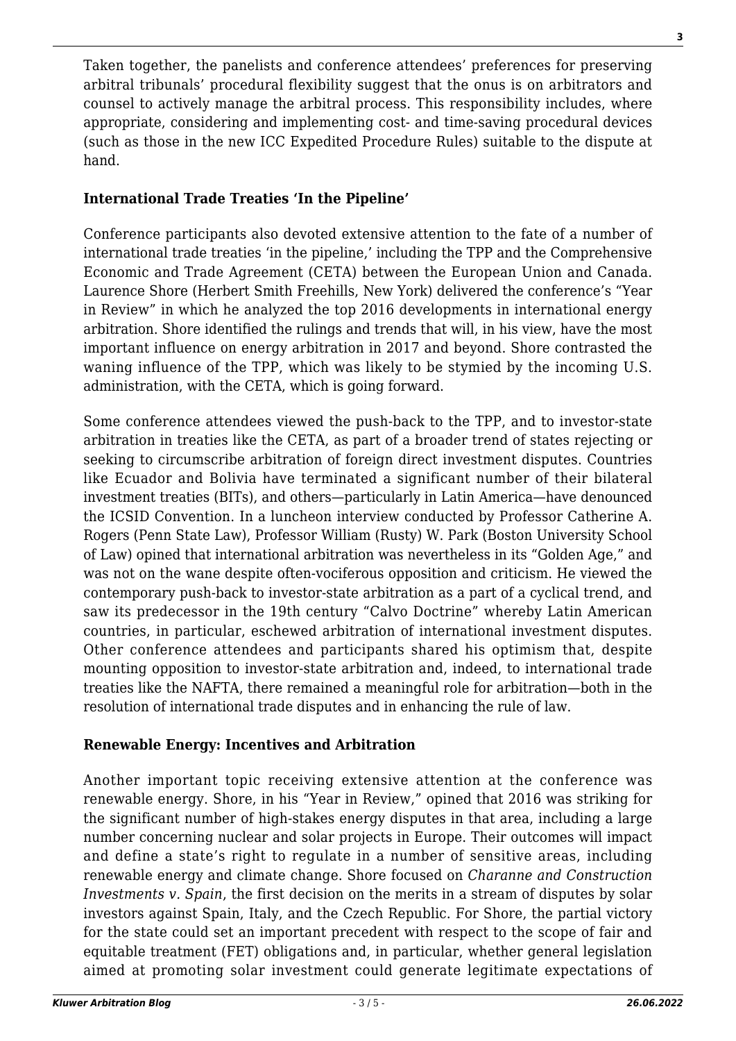Taken together, the panelists and conference attendees' preferences for preserving arbitral tribunals' procedural flexibility suggest that the onus is on arbitrators and counsel to actively manage the arbitral process. This responsibility includes, where appropriate, considering and implementing cost- and time-saving procedural devices (such as those in the new ICC Expedited Procedure Rules) suitable to the dispute at hand.

**International Trade Treaties 'In the Pipeline'**

Conference participants also devoted extensive attention to the fate of a number of international trade treaties 'in the pipeline,' including the TPP and the Comprehensive Economic and Trade Agreement (CETA) between the European Union and Canada. Laurence Shore (Herbert Smith Freehills, New York) delivered the conference's "Year in Review" in which he analyzed the top 2016 developments in international energy arbitration. Shore identified the rulings and trends that will, in his view, have the most important influence on energy arbitration in 2017 and beyond. Shore contrasted the waning influence of the TPP, which was likely to be stymied by the incoming U.S. administration, with the CETA, which is going forward.

Some conference attendees viewed the push-back to the TPP, and to investor-state arbitration in treaties like the CETA, as part of a broader trend of states rejecting or seeking to circumscribe arbitration of foreign direct investment disputes. Countries like Ecuador and Bolivia have terminated a significant number of their bilateral investment treaties (BITs), and others—particularly in Latin America—have denounced the ICSID Convention. In a luncheon interview conducted by Professor Catherine A. Rogers (Penn State Law), Professor William (Rusty) W. Park (Boston University School of Law) opined that international arbitration was nevertheless in its "Golden Age," and was not on the wane despite often-vociferous opposition and criticism. He viewed the contemporary push-back to investor-state arbitration as a part of a cyclical trend, and saw its predecessor in the 19th century "Calvo Doctrine" whereby Latin American countries, in particular, eschewed arbitration of international investment disputes. Other conference attendees and participants shared his optimism that, despite mounting opposition to investor-state arbitration and, indeed, to international trade treaties like the NAFTA, there remained a meaningful role for arbitration—both in the resolution of international trade disputes and in enhancing the rule of law.

**Renewable Energy: Incentives and Arbitration**

Another important topic receiving extensive attention at the conference was renewable energy. Shore, in his "Year in Review," opined that 2016 was striking for the significant number of high-stakes energy disputes in that area, including a large number concerning nuclear and solar projects in Europe. Their outcomes will impact and define a state's right to regulate in a number of sensitive areas, including renewable energy and climate change. Shore focused on *Charanne and Construction Investments v. Spain*, the first decision on the merits in a stream of disputes by solar investors against Spain, Italy, and the Czech Republic. For Shore, the partial victory for the state could set an important precedent with respect to the scope of fair and equitable treatment (FET) obligations and, in particular, whether general legislation aimed at promoting solar investment could generate legitimate expectations of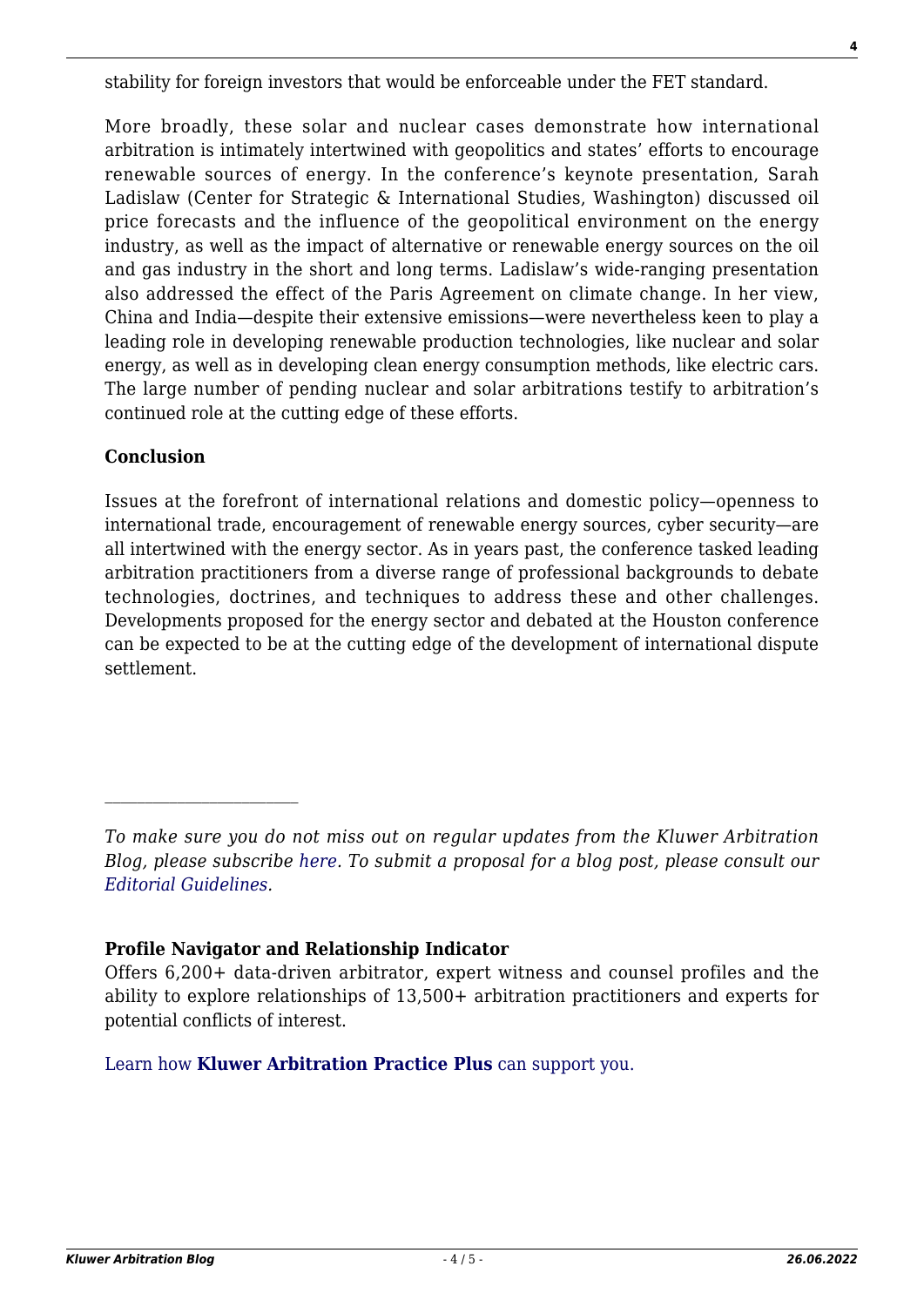stability for foreign investors that would be enforceable under the FET standard.

More broadly, these solar and nuclear cases demonstrate how international arbitration is intimately intertwined with geopolitics and states' efforts to encourage renewable sources of energy. In the conference's keynote presentation, Sarah Ladislaw (Center for Strategic & International Studies, Washington) discussed oil price forecasts and the influence of the geopolitical environment on the energy industry, as well as the impact of alternative or renewable energy sources on the oil and gas industry in the short and long terms. Ladislaw's wide-ranging presentation also addressed the effect of the Paris Agreement on climate change. In her view, China and India—despite their extensive emissions—were nevertheless keen to play a leading role in developing renewable production technologies, like nuclear and solar energy, as well as in developing clean energy consumption methods, like electric cars. The large number of pending nuclear and solar arbitrations testify to arbitration's continued role at the cutting edge of these efforts.

**Conclusion**

Issues at the forefront of international relations and domestic policy—openness to international trade, encouragement of renewable energy sources, cyber security—are all intertwined with the energy sector. As in years past, the conference tasked leading arbitration practitioners from a diverse range of professional backgrounds to debate technologies, doctrines, and techniques to address these and other challenges. Developments proposed for the energy sector and debated at the Houston conference can be expected to be at the cutting edge of the development of international dispute settlement.

---

*To make sure you do not miss out on regular updates from the Kluwer Arbitration Blog, please subscribe here. To submit a proposal for a blog post, please consult our Editorial Guidelines.*

**Profile Navigator and Relationship Indicator**
Offers 6,200+ data-driven arbitrator, expert witness and counsel profiles and the ability to explore relationships of 13,500+ arbitration practitioners and experts for potential conflicts of interest.

Learn how **Kluwer Arbitration Practice Plus** can support you.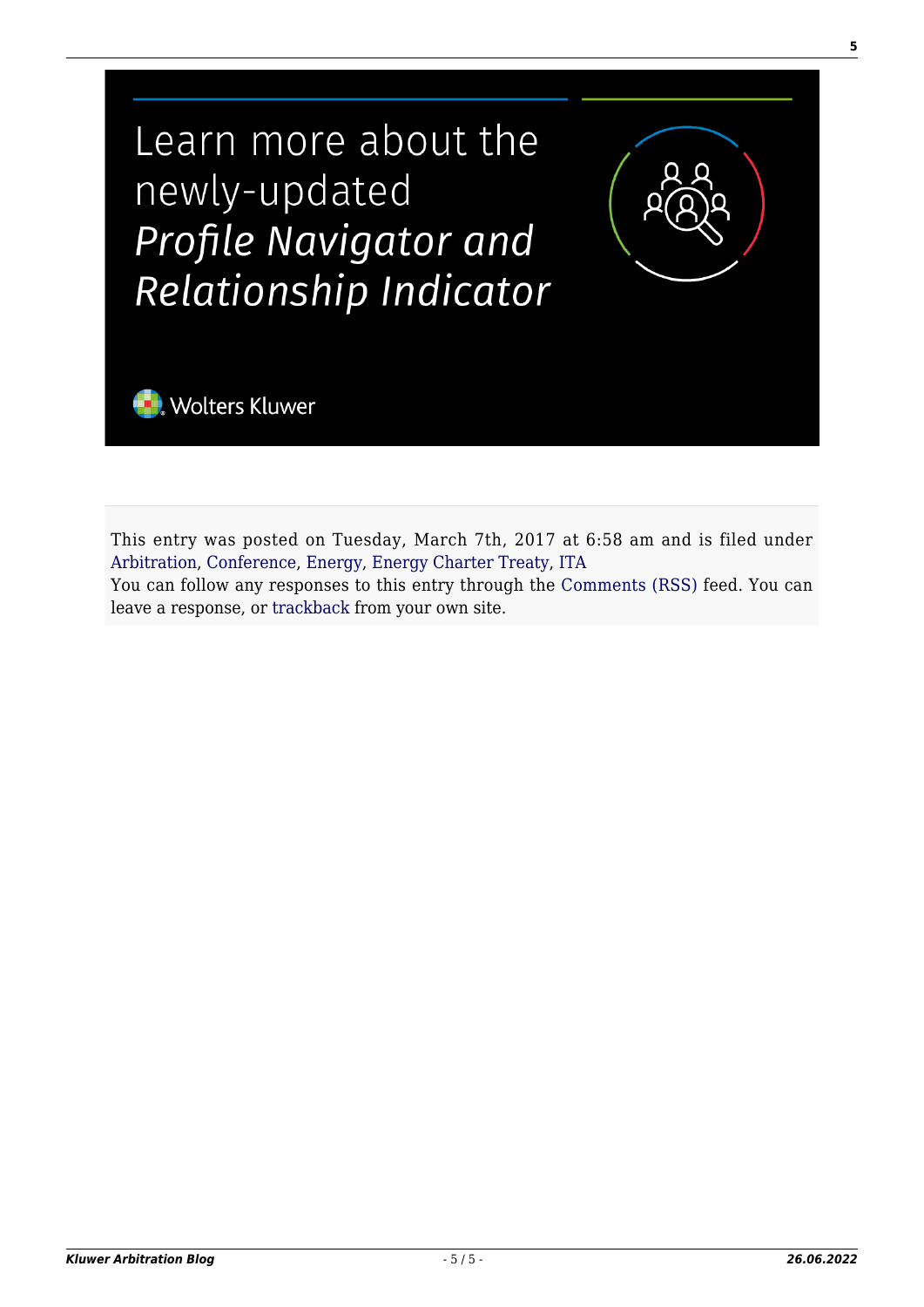Learn more about the newly-updated *Profile Navigator and Relationship Indicator*

Wolters Kluwer

This entry was posted on Tuesday, March 7th, 2017 at 6:58 am and is filed under Arbitration, Conference, Energy, Energy Charter Treaty, ITA
You can follow any responses to this entry through the Comments (RSS) feed. You can leave a response, or trackback from your own site.